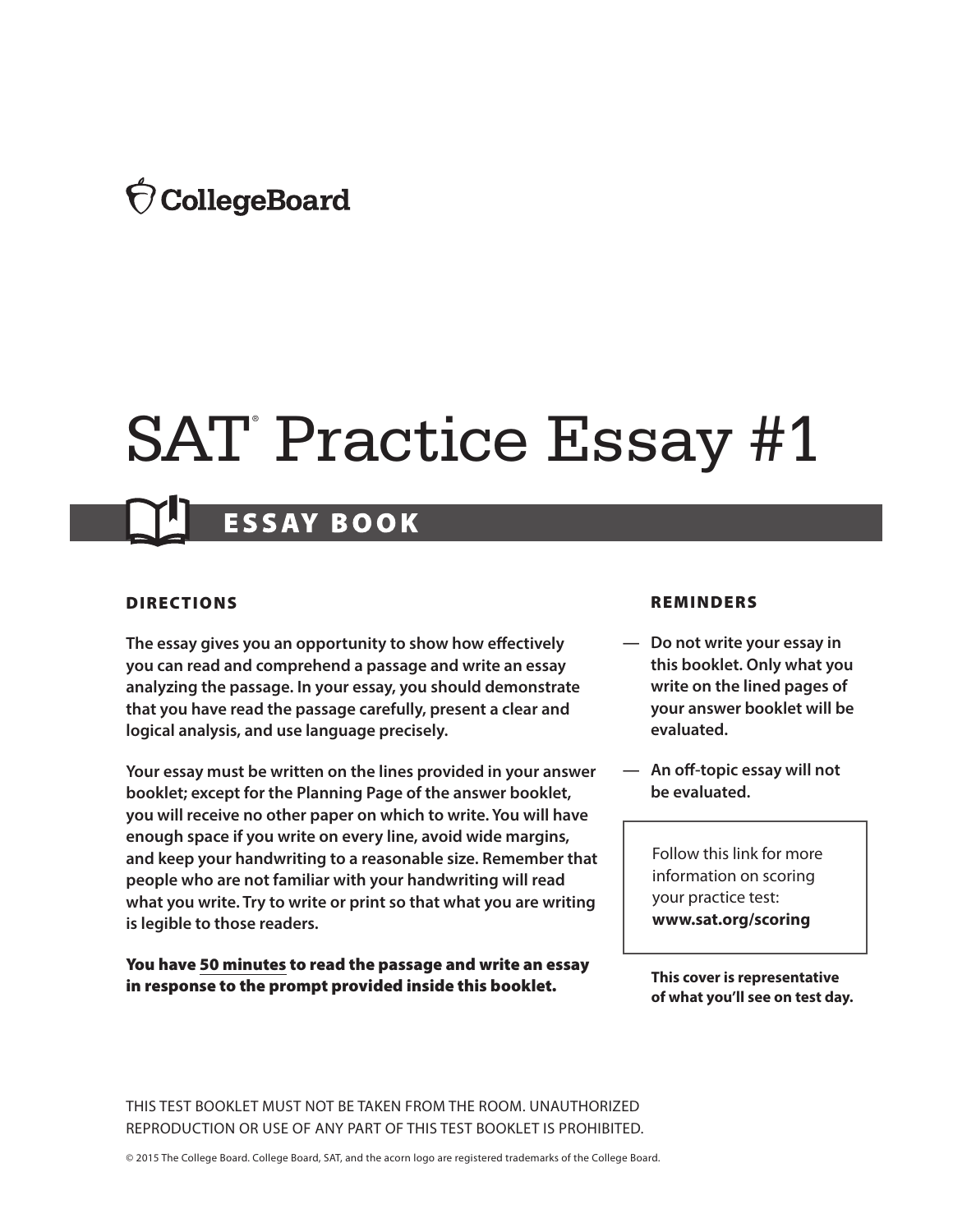CollegeBoard

# SAT® Practice Essay #1

## ESSAY BOOK

### DIRECTIONS

**The essay gives you an opportunity to show how effectively you can read and comprehend a passage and write an essay analyzing the passage. In your essay, you should demonstrate that you have read the passage carefully, present a clear and logical analysis, and use language precisely.**

**Your essay must be written on the lines provided in your answer booklet; except for the Planning Page of the answer booklet, you will receive no other paper on which to write. You will have enough space if you write on every line, avoid wide margins, and keep your handwriting to a reasonable size. Remember that people who are not familiar with your handwriting will read what you write. Try to write or print so that what you are writing is legible to those readers.**

**You have 50 minutes to read the passage and write an essay in response to the prompt provided inside this booklet.**

### REMINDERS

— **Do not write your essay in this booklet. Only what you write on the lined pages of your answer booklet will be evaluated.**

— **An off-topic essay will not be evaluated.**

Follow this link for more information on scoring your practice test: **www.sat.org/scoring**

**This cover is representative of what you'll see on test day.**

THIS TEST BOOKLET MUST NOT BE TAKEN FROM THE ROOM. UNAUTHORIZED REPRODUCTION OR USE OF ANY PART OF THIS TEST BOOKLET IS PROHIBITED.

© 2015 The College Board. College Board, SAT, and the acorn logo are registered trademarks of the College Board.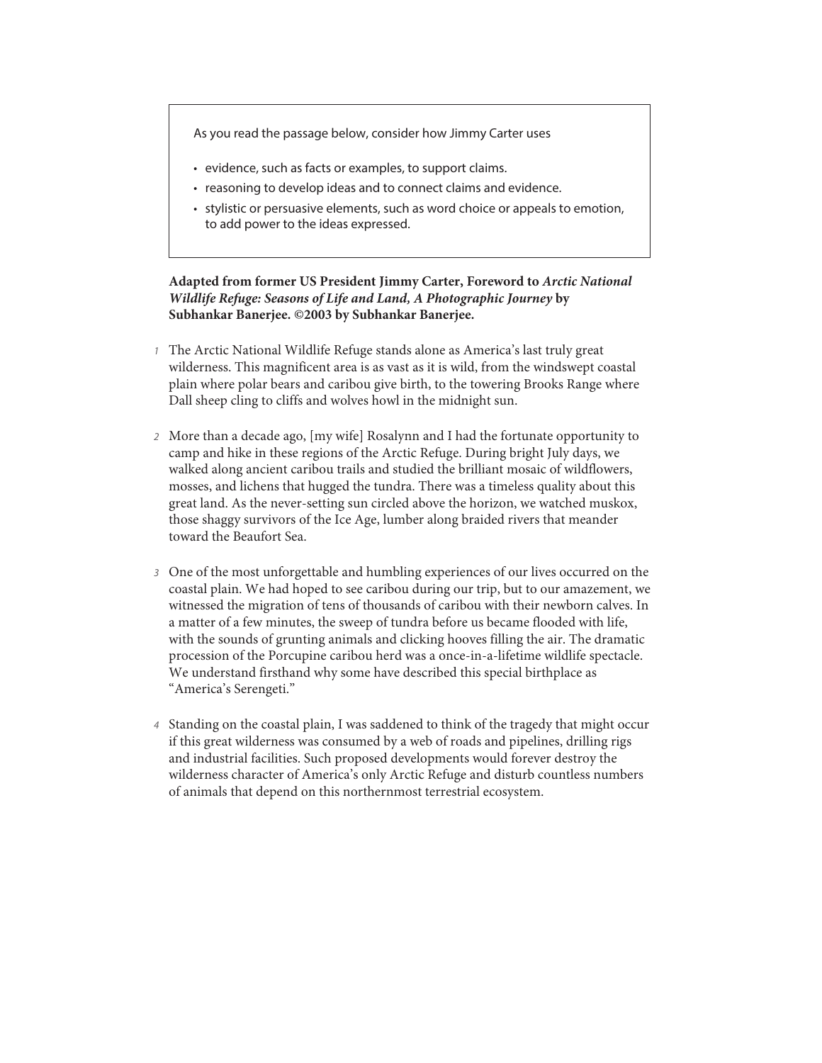As you read the passage below, consider how Jimmy Carter uses

- evidence, such as facts or examples, to support claims.
- reasoning to develop ideas and to connect claims and evidence.
- stylistic or persuasive elements, such as word choice or appeals to emotion, to add power to the ideas expressed.

**Adapted from former US President Jimmy Carter, Foreword to *Arctic National Wildlife Refuge: Seasons of Life and Land, A Photographic Journey* by Subhankar Banerjee. ©2003 by Subhankar Banerjee.**

1 The Arctic National Wildlife Refuge stands alone as America's last truly great wilderness. This magnificent area is as vast as it is wild, from the windswept coastal plain where polar bears and caribou give birth, to the towering Brooks Range where Dall sheep cling to cliffs and wolves howl in the midnight sun.

2 More than a decade ago, [my wife] Rosalynn and I had the fortunate opportunity to camp and hike in these regions of the Arctic Refuge. During bright July days, we walked along ancient caribou trails and studied the brilliant mosaic of wildflowers, mosses, and lichens that hugged the tundra. There was a timeless quality about this great land. As the never-setting sun circled above the horizon, we watched muskox, those shaggy survivors of the Ice Age, lumber along braided rivers that meander toward the Beaufort Sea.

3 One of the most unforgettable and humbling experiences of our lives occurred on the coastal plain. We had hoped to see caribou during our trip, but to our amazement, we witnessed the migration of tens of thousands of caribou with their newborn calves. In a matter of a few minutes, the sweep of tundra before us became flooded with life, with the sounds of grunting animals and clicking hooves filling the air. The dramatic procession of the Porcupine caribou herd was a once-in-a-lifetime wildlife spectacle. We understand firsthand why some have described this special birthplace as "America's Serengeti."

4 Standing on the coastal plain, I was saddened to think of the tragedy that might occur if this great wilderness was consumed by a web of roads and pipelines, drilling rigs and industrial facilities. Such proposed developments would forever destroy the wilderness character of America's only Arctic Refuge and disturb countless numbers of animals that depend on this northernmost terrestrial ecosystem.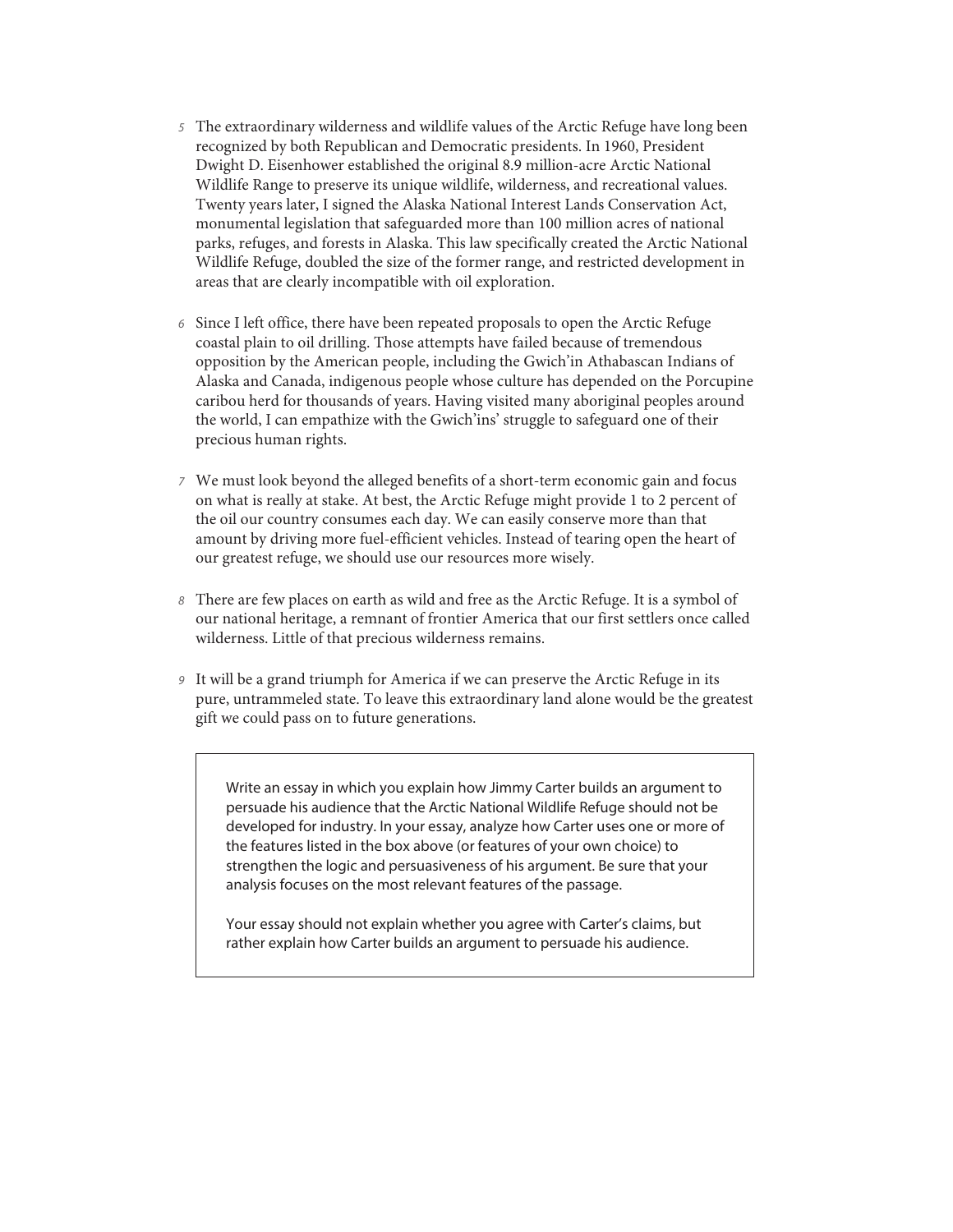5 The extraordinary wilderness and wildlife values of the Arctic Refuge have long been recognized by both Republican and Democratic presidents. In 1960, President Dwight D. Eisenhower established the original 8.9 million-acre Arctic National Wildlife Range to preserve its unique wildlife, wilderness, and recreational values. Twenty years later, I signed the Alaska National Interest Lands Conservation Act, monumental legislation that safeguarded more than 100 million acres of national parks, refuges, and forests in Alaska. This law specifically created the Arctic National Wildlife Refuge, doubled the size of the former range, and restricted development in areas that are clearly incompatible with oil exploration.

6 Since I left office, there have been repeated proposals to open the Arctic Refuge coastal plain to oil drilling. Those attempts have failed because of tremendous opposition by the American people, including the Gwich'in Athabascan Indians of Alaska and Canada, indigenous people whose culture has depended on the Porcupine caribou herd for thousands of years. Having visited many aboriginal peoples around the world, I can empathize with the Gwich'ins' struggle to safeguard one of their precious human rights.

7 We must look beyond the alleged benefits of a short-term economic gain and focus on what is really at stake. At best, the Arctic Refuge might provide 1 to 2 percent of the oil our country consumes each day. We can easily conserve more than that amount by driving more fuel-efficient vehicles. Instead of tearing open the heart of our greatest refuge, we should use our resources more wisely.

8 There are few places on earth as wild and free as the Arctic Refuge. It is a symbol of our national heritage, a remnant of frontier America that our first settlers once called wilderness. Little of that precious wilderness remains.

9 It will be a grand triumph for America if we can preserve the Arctic Refuge in its pure, untrammeled state. To leave this extraordinary land alone would be the greatest gift we could pass on to future generations.

> Write an essay in which you explain how Jimmy Carter builds an argument to persuade his audience that the Arctic National Wildlife Refuge should not be developed for industry. In your essay, analyze how Carter uses one or more of the features listed in the box above (or features of your own choice) to strengthen the logic and persuasiveness of his argument. Be sure that your analysis focuses on the most relevant features of the passage.
>
> Your essay should not explain whether you agree with Carter's claims, but rather explain how Carter builds an argument to persuade his audience.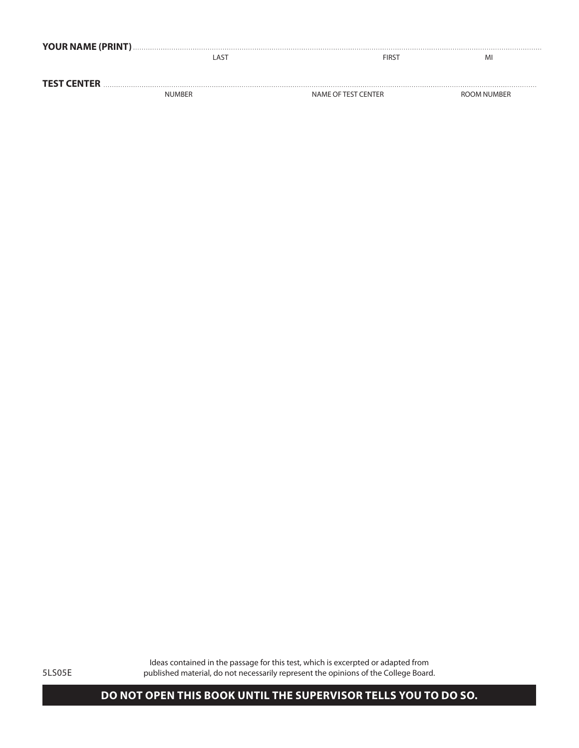**YOUR NAME (PRINT)** ..................................................................................................................................................................................................

LAST FIRST MI

**TEST CENTER** ..................................................................................................................................................................................................

NUMBER NAME OF TEST CENTER ROOM NUMBER

5LS05E

Ideas contained in the passage for this test, which is excerpted or adapted from published material, do not necessarily represent the opinions of the College Board.

**DO NOT OPEN THIS BOOK UNTIL THE SUPERVISOR TELLS YOU TO DO SO.**